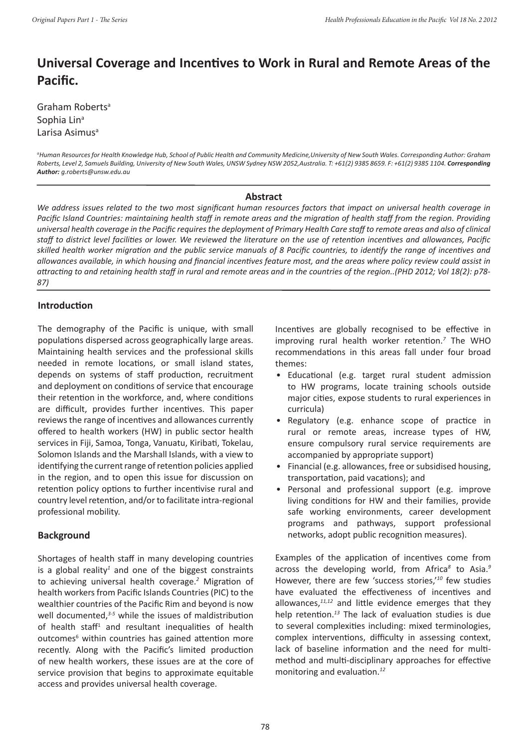# Universal Coverage and Incentives to Work in Rural and Remote Areas of the Pacific.

Graham Roberts[a]
Sophia Lin[a]
Larisa Asimus[a]

*[a]Human Resources for Health Knowledge Hub, School of Public Health and Community Medicine,University of New South Wales. Corresponding Author: Graham Roberts, Level 2, Samuels Building, University of New South Wales, UNSW Sydney NSW 2052,Australia. T: +61(2) 9385 8659. F: +61(2) 9385 1104.* ***Corresponding Author:*** *g.roberts@unsw.edu.au*

## Abstract

*We address issues related to the two most significant human resources factors that impact on universal health coverage in Pacific Island Countries: maintaining health staff in remote areas and the migration of health staff from the region. Providing universal health coverage in the Pacific requires the deployment of Primary Health Care staff to remote areas and also of clinical staff to district level facilities or lower. We reviewed the literature on the use of retention incentives and allowances, Pacific skilled health worker migration and the public service manuals of 8 Pacific countries, to identify the range of incentives and allowances available, in which housing and financial incentives feature most, and the areas where policy review could assist in attracting to and retaining health staff in rural and remote areas and in the countries of the region..(PHD 2012; Vol 18(2): p78-87)*

## Introduction

The demography of the Pacific is unique, with small populations dispersed across geographically large areas. Maintaining health services and the professional skills needed in remote locations, or small island states, depends on systems of staff production, recruitment and deployment on conditions of service that encourage their retention in the workforce, and, where conditions are difficult, provides further incentives. This paper reviews the range of incentives and allowances currently offered to health workers (HW) in public sector health services in Fiji, Samoa, Tonga, Vanuatu, Kiribati, Tokelau, Solomon Islands and the Marshall Islands, with a view to identifying the current range of retention policies applied in the region, and to open this issue for discussion on retention policy options to further incentivise rural and country level retention, and/or to facilitate intra-regional professional mobility.

## Background

Shortages of health staff in many developing countries is a global reality[1] and one of the biggest constraints to achieving universal health coverage.[2] Migration of health workers from Pacific Islands Countries (PIC) to the wealthier countries of the Pacific Rim and beyond is now well documented,[3-5] while the issues of maldistribution of health staff[1] and resultant inequalities of health outcomes[6] within countries has gained attention more recently. Along with the Pacific's limited production of new health workers, these issues are at the core of service provision that begins to approximate equitable access and provides universal health coverage.

Incentives are globally recognised to be effective in improving rural health worker retention.[7] The WHO recommendations in this areas fall under four broad themes:

- Educational (e.g. target rural student admission to HW programs, locate training schools outside major cities, expose students to rural experiences in curricula)
- Regulatory (e.g. enhance scope of practice in rural or remote areas, increase types of HW, ensure compulsory rural service requirements are accompanied by appropriate support)
- Financial (e.g. allowances, free or subsidised housing, transportation, paid vacations); and
- Personal and professional support (e.g. improve living conditions for HW and their families, provide safe working environments, career development programs and pathways, support professional networks, adopt public recognition measures).

Examples of the application of incentives come from across the developing world, from Africa[8] to Asia.[9] However, there are few 'success stories,'[10] few studies have evaluated the effectiveness of incentives and allowances,[11,12] and little evidence emerges that they help retention.[13] The lack of evaluation studies is due to several complexities including: mixed terminologies, complex interventions, difficulty in assessing context, lack of baseline information and the need for multi-method and multi-disciplinary approaches for effective monitoring and evaluation.[12]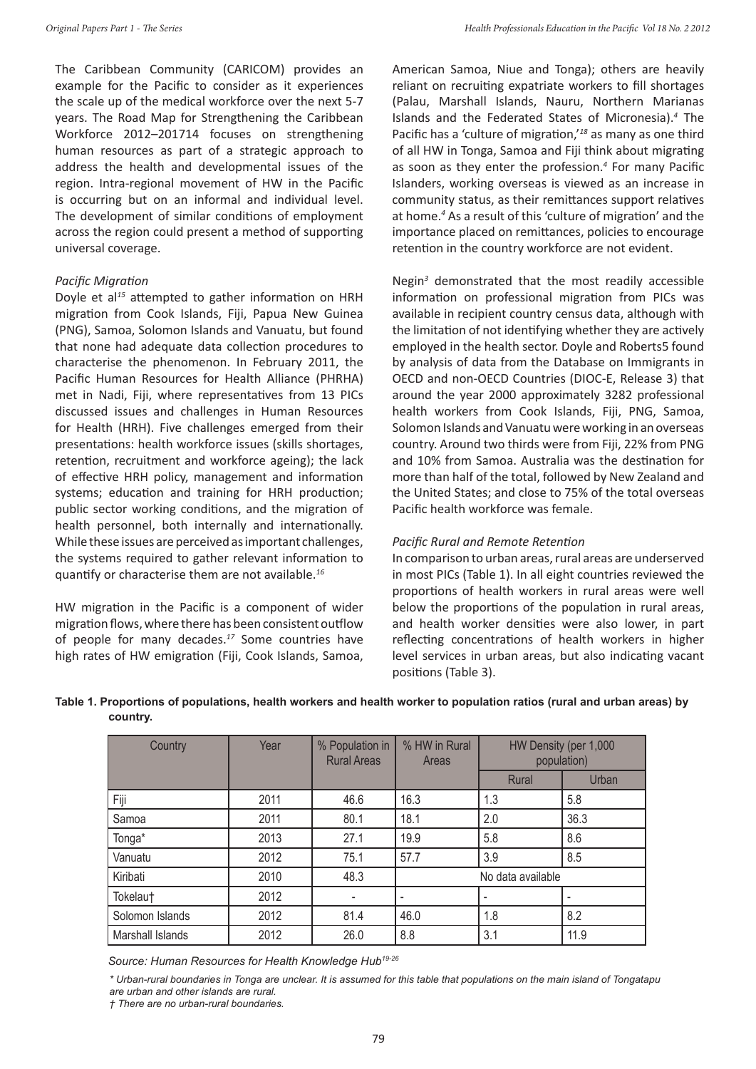The Caribbean Community (CARICOM) provides an example for the Pacific to consider as it experiences the scale up of the medical workforce over the next 5-7 years. The Road Map for Strengthening the Caribbean Workforce 2012–201714 focuses on strengthening human resources as part of a strategic approach to address the health and developmental issues of the region. Intra-regional movement of HW in the Pacific is occurring but on an informal and individual level. The development of similar conditions of employment across the region could present a method of supporting universal coverage.

*Pacific Migration*

Doyle et al[15] attempted to gather information on HRH migration from Cook Islands, Fiji, Papua New Guinea (PNG), Samoa, Solomon Islands and Vanuatu, but found that none had adequate data collection procedures to characterise the phenomenon. In February 2011, the Pacific Human Resources for Health Alliance (PHRHA) met in Nadi, Fiji, where representatives from 13 PICs discussed issues and challenges in Human Resources for Health (HRH). Five challenges emerged from their presentations: health workforce issues (skills shortages, retention, recruitment and workforce ageing); the lack of effective HRH policy, management and information systems; education and training for HRH production; public sector working conditions, and the migration of health personnel, both internally and internationally. While these issues are perceived as important challenges, the systems required to gather relevant information to quantify or characterise them are not available.[16]

HW migration in the Pacific is a component of wider migration flows, where there has been consistent outflow of people for many decades.[17] Some countries have high rates of HW emigration (Fiji, Cook Islands, Samoa, American Samoa, Niue and Tonga); others are heavily reliant on recruiting expatriate workers to fill shortages (Palau, Marshall Islands, Nauru, Northern Marianas Islands and the Federated States of Micronesia).[4] The Pacific has a 'culture of migration,'[18] as many as one third of all HW in Tonga, Samoa and Fiji think about migrating as soon as they enter the profession.[4] For many Pacific Islanders, working overseas is viewed as an increase in community status, as their remittances support relatives at home.[4] As a result of this 'culture of migration' and the importance placed on remittances, policies to encourage retention in the country workforce are not evident.

Negin[3] demonstrated that the most readily accessible information on professional migration from PICs was available in recipient country census data, although with the limitation of not identifying whether they are actively employed in the health sector. Doyle and Roberts5 found by analysis of data from the Database on Immigrants in OECD and non-OECD Countries (DIOC-E, Release 3) that around the year 2000 approximately 3282 professional health workers from Cook Islands, Fiji, PNG, Samoa, Solomon Islands and Vanuatu were working in an overseas country. Around two thirds were from Fiji, 22% from PNG and 10% from Samoa. Australia was the destination for more than half of the total, followed by New Zealand and the United States; and close to 75% of the total overseas Pacific health workforce was female.

*Pacific Rural and Remote Retention*

In comparison to urban areas, rural areas are underserved in most PICs (Table 1). In all eight countries reviewed the proportions of health workers in rural areas were well below the proportions of the population in rural areas, and health worker densities were also lower, in part reflecting concentrations of health workers in higher level services in urban areas, but also indicating vacant positions (Table 3).

**Table 1. Proportions of populations, health workers and health worker to population ratios (rural and urban areas) by country.**

| Country | Year | % Population in Rural Areas | % HW in Rural Areas | HW Density (per 1,000 population) | |
|---|---|---|---|---|---|
| | | | | Rural | Urban |
| Fiji | 2011 | 46.6 | 16.3 | 1.3 | 5.8 |
| Samoa | 2011 | 80.1 | 18.1 | 2.0 | 36.3 |
| Tonga* | 2013 | 27.1 | 19.9 | 5.8 | 8.6 |
| Vanuatu | 2012 | 75.1 | 57.7 | 3.9 | 8.5 |
| Kiribati | 2010 | 48.3 | No data available | | |
| Tokelau† | 2012 | - | - | - | - |
| Solomon Islands | 2012 | 81.4 | 46.0 | 1.8 | 8.2 |
| Marshall Islands | 2012 | 26.0 | 8.8 | 3.1 | 11.9 |

*Source: Human Resources for Health Knowledge Hub[19-26]*

*\* Urban-rural boundaries in Tonga are unclear. It is assumed for this table that populations on the main island of Tongatapu are urban and other islands are rural.*

*† There are no urban-rural boundaries.*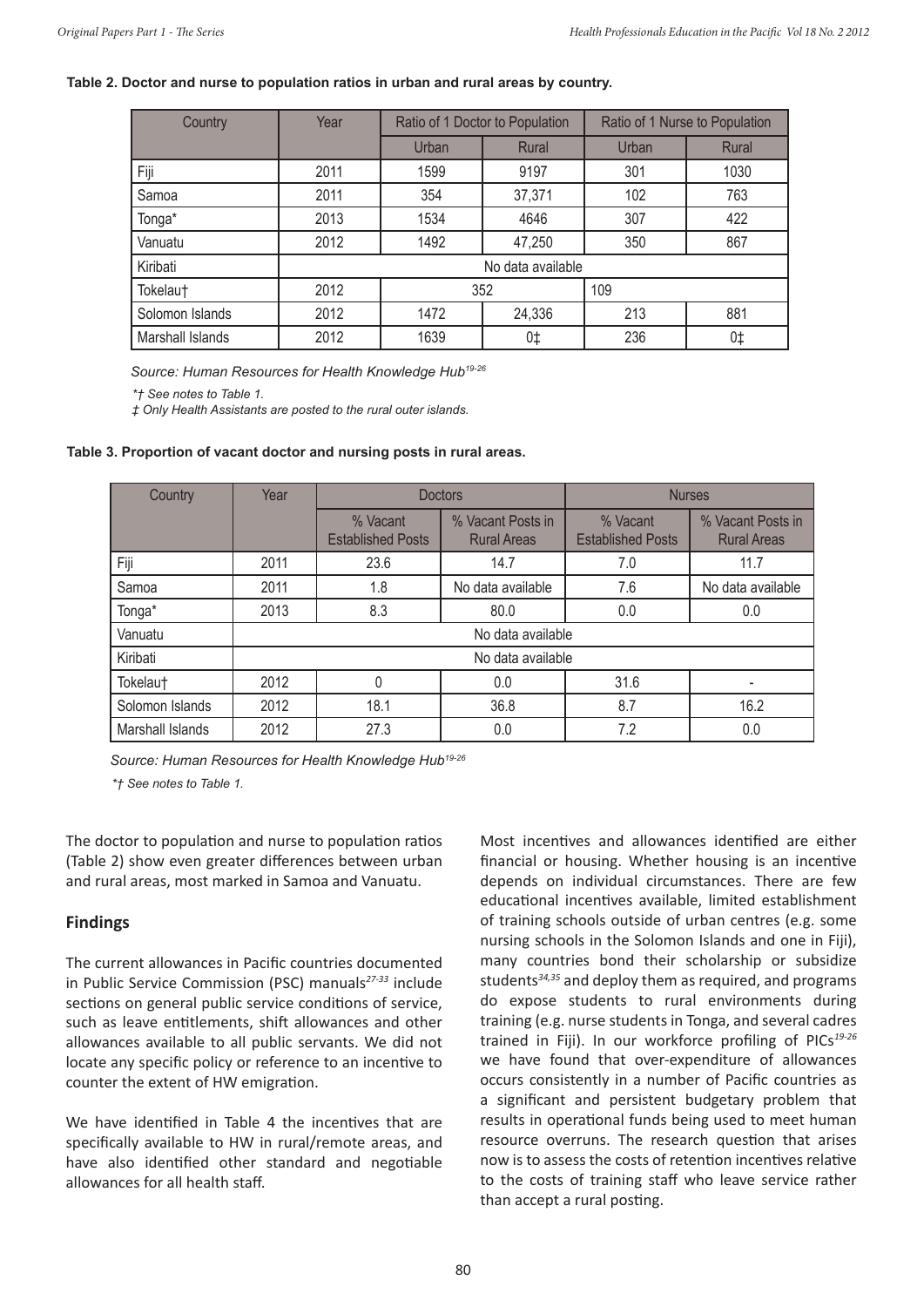**Table 2. Doctor and nurse to population ratios in urban and rural areas by country.**

| Country | Year | Ratio of 1 Doctor to Population | | Ratio of 1 Nurse to Population | |
|---|---|---|---|---|---|
| | | Urban | Rural | Urban | Rural |
| Fiji | 2011 | 1599 | 9197 | 301 | 1030 |
| Samoa | 2011 | 354 | 37,371 | 102 | 763 |
| Tonga* | 2013 | 1534 | 4646 | 307 | 422 |
| Vanuatu | 2012 | 1492 | 47,250 | 350 | 867 |
| Kiribati | No data available | | | | |
| Tokelau† | 2012 | 352 | | 109 | |
| Solomon Islands | 2012 | 1472 | 24,336 | 213 | 881 |
| Marshall Islands | 2012 | 1639 | 0‡ | 236 | 0‡ |

*Source: Human Resources for Health Knowledge Hub[19-26]*

*\*† See notes to Table 1.*

*‡ Only Health Assistants are posted to the rural outer islands.*

**Table 3. Proportion of vacant doctor and nursing posts in rural areas.**

| Country | Year | Doctors | | Nurses | |
|---|---|---|---|---|---|
| | | % Vacant Established Posts | % Vacant Posts in Rural Areas | % Vacant Established Posts | % Vacant Posts in Rural Areas |
| Fiji | 2011 | 23.6 | 14.7 | 7.0 | 11.7 |
| Samoa | 2011 | 1.8 | No data available | 7.6 | No data available |
| Tonga* | 2013 | 8.3 | 80.0 | 0.0 | 0.0 |
| Vanuatu | No data available | | | | |
| Kiribati | No data available | | | | |
| Tokelau† | 2012 | 0 | 0.0 | 31.6 | - |
| Solomon Islands | 2012 | 18.1 | 36.8 | 8.7 | 16.2 |
| Marshall Islands | 2012 | 27.3 | 0.0 | 7.2 | 0.0 |

*Source: Human Resources for Health Knowledge Hub[19-26]*

*\*† See notes to Table 1.*

The doctor to population and nurse to population ratios (Table 2) show even greater differences between urban and rural areas, most marked in Samoa and Vanuatu.

## Findings

The current allowances in Pacific countries documented in Public Service Commission (PSC) manuals[27-33] include sections on general public service conditions of service, such as leave entitlements, shift allowances and other allowances available to all public servants. We did not locate any specific policy or reference to an incentive to counter the extent of HW emigration.

We have identified in Table 4 the incentives that are specifically available to HW in rural/remote areas, and have also identified other standard and negotiable allowances for all health staff.

Most incentives and allowances identified are either financial or housing. Whether housing is an incentive depends on individual circumstances. There are few educational incentives available, limited establishment of training schools outside of urban centres (e.g. some nursing schools in the Solomon Islands and one in Fiji), many countries bond their scholarship or subsidize students[34,35] and deploy them as required, and programs do expose students to rural environments during training (e.g. nurse students in Tonga, and several cadres trained in Fiji). In our workforce profiling of PICs[19-26] we have found that over-expenditure of allowances occurs consistently in a number of Pacific countries as a significant and persistent budgetary problem that results in operational funds being used to meet human resource overruns. The research question that arises now is to assess the costs of retention incentives relative to the costs of training staff who leave service rather than accept a rural posting.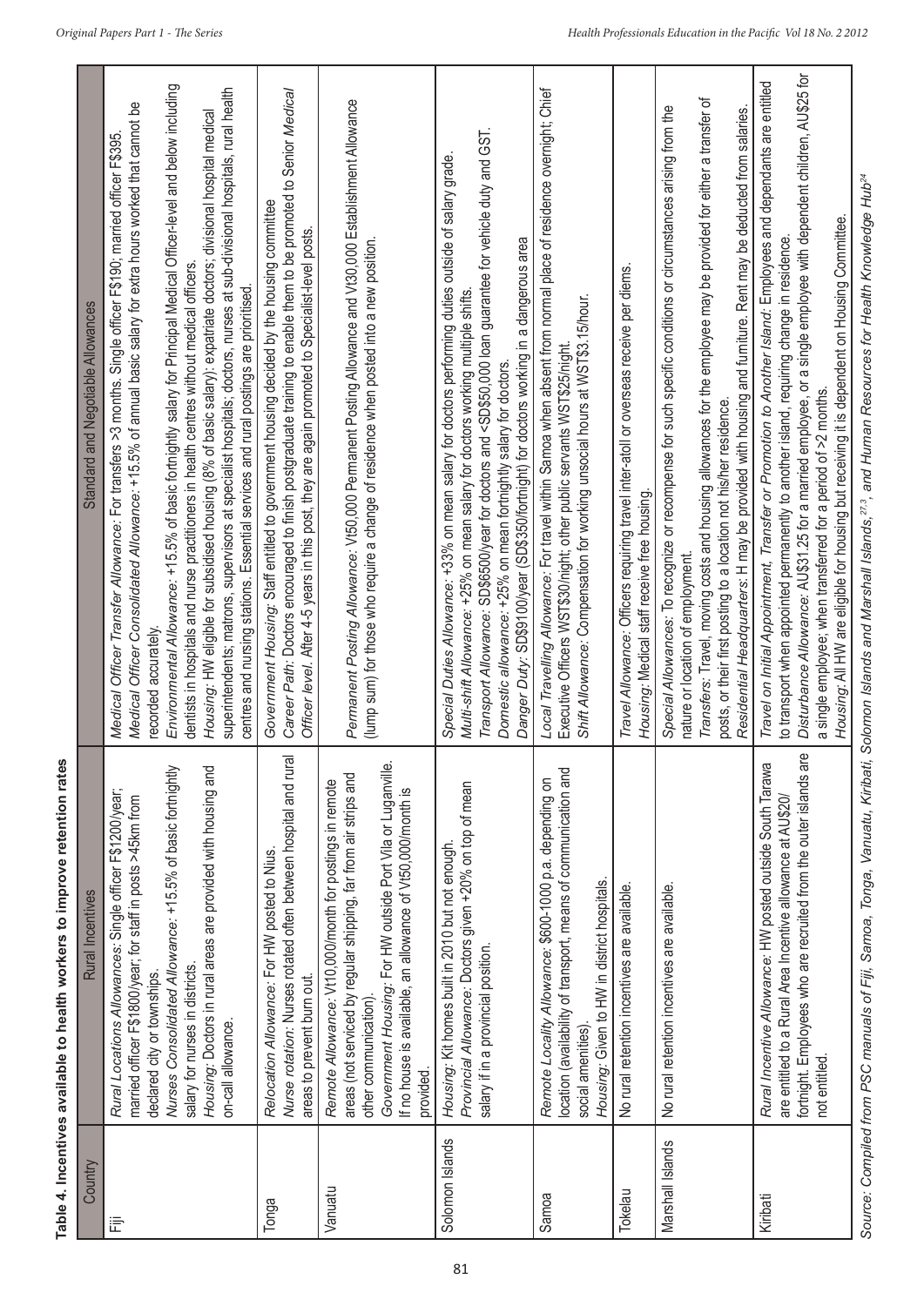**Table 4. Incentives available to health workers to improve retention rates**

| Country | Rural Incentives | Standard and Negotiable Allowances |
|---|---|---|
| Fiji | *Rural Locations Allowances*: Single officer F$1200/year; married officer F$1800/year; for staff in posts >45km from declared city or townships. *Nurses Consolidated Allowance*: +15.5% of basic fortnightly salary for nurses in districts. *Housing*: Doctors in rural areas are provided with housing and on-call allowance. | *Medical Officer Transfer Allowance*: For transfers >3 months. Single officer F$190; married officer F$395. *Medical Officer Consolidated Allowance*: +15.5% of annual basic salary for extra hours worked that cannot be recorded accurately. *Environmental Allowance*: +15.5% of basic fortnightly salary for Principal Medical Officer-level and below including dentists in hospitals and nurse practitioners in health centres without medical officers. *Housing*: HW eligible for subsidised housing (8% of basic salary): expatriate doctors; divisional hospital medical superintendents; matrons, supervisors at specialist hospitals; doctors, nurses at sub-divisional hospitals, rural health centres and nursing stations. Essential services and rural postings are prioritised. |
| Tonga | *Relocation Allowance*: For HW posted to Nius. *Nurse rotation*: Nurses rotated often between hospital and rural areas to prevent burn out. | *Government Housing*: Staff entitled to government housing decided by the housing committee *Career Path*: Doctors encouraged to finish postgraduate training to enable them to be promoted to Senior *Medical Officer level*. After 4-5 years in this post, they are again promoted to Specialist-level posts. |
| Vanuatu | *Remote Allowance*: Vt10,000/month for postings in remote areas (not serviced by regular shipping, far from air strips and other communication). *Government Housing*: For HW outside Port Vila or Luganville. If no house is available, an allowance of Vt50,000/month is provided. | *Permanent Posting Allowance*: Vt50,000 Permanent Posting Allowance and Vt30,000 Establishment Allowance (lump sum) for those who require a change of residence when posted into a new position. |
| Solomon Islands | *Housing*: Kit homes built in 2010 but not enough. *Provincial Allowance*: Doctors given +20% on top of mean salary if in a provincial position. | *Special Duties Allowance*: +33% on mean salary for doctors performing duties outside of salary grade. *Multi-shift Allowance*: +25% on mean salary for doctors working multiple shifts. *Transport Allowance*: SD$6500/year for doctors and <SD$50,000 loan guarantee for vehicle duty and GST. *Domestic allowance*: +25% on mean fortnightly salary for doctors. *Danger Duty*: SD$9100/year (SD$350/fortnight) for doctors working in a dangerous area |
| Samoa | *Remote Locality Allowance*: $600-1000 p.a. depending on location (availability of transport, means of communication and social amenities). *Housing*: Given to HW in district hospitals. | *Local Travelling Allowance*: For travel within Samoa when absent from normal place of residence overnight; Chief Executive Officers WST$30/night; other public servants WST$25/night. *Shift Allowance*: Compensation for working unsocial hours at WST$3.15/hour. |
| Tokelau | No rural retention incentives are available. | *Travel Allowance*: Officers requiring travel inter-atoll or overseas receive per diems. *Housing*: Medical staff receive free housing. |
| Marshall Islands | No rural retention incentives are available. | *Special Allowances*: To recognize or recompense for such specific conditions or circumstances arising from the nature or location of employment. *Transfers*: Travel, moving costs and housing allowances for the employee may be provided for either a transfer of posts, or their first posting to a location not his/her residence. *Residential Headquarters*: H may be provided with housing and furniture. Rent may be deducted from salaries. |
| Kiribati | *Rural Incentive Allowance*: HW posted outside South Tarawa are entitled to a Rural Area Incentive allowance at AU$20/ fortnight. Employees who are recruited from the outer islands are not entitled. | *Travel on Initial Appointment, Transfer or Promotion to Another Island*: Employees and dependants are entitled to transport when appointed permanently to another island, requiring change in residence. *Disturbance Allowance*: AU$31.25 for a married employee, or a single employee with dependent children, AU$25 for a single employee; when transferred for a period of >2 months. *Housing*: All HW are eligible for housing but receiving it is dependent on Housing Committee. |

*Source: Compiled from PSC manuals of Fiji, Samoa, Tonga, Vanuatu, Kiribati, Solomon Islands and Marshall Islands,*[27,3]*, and Human Resources for Health Knowledge Hub*[24]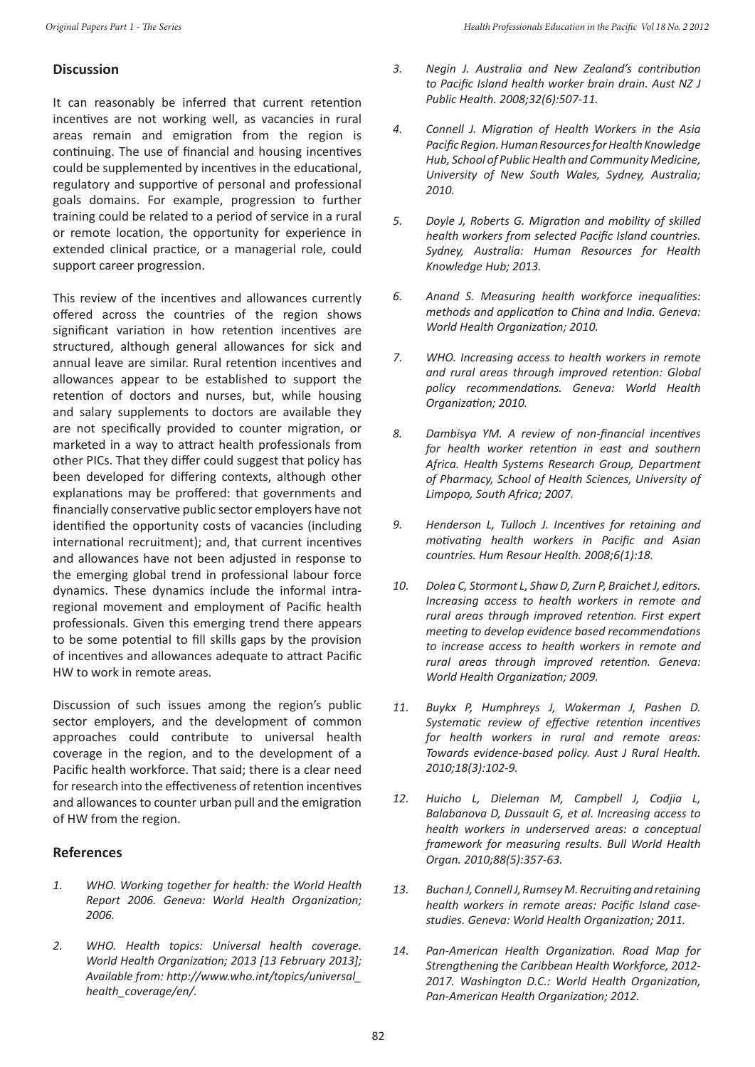## Discussion

It can reasonably be inferred that current retention incentives are not working well, as vacancies in rural areas remain and emigration from the region is continuing. The use of financial and housing incentives could be supplemented by incentives in the educational, regulatory and supportive of personal and professional goals domains. For example, progression to further training could be related to a period of service in a rural or remote location, the opportunity for experience in extended clinical practice, or a managerial role, could support career progression.

This review of the incentives and allowances currently offered across the countries of the region shows significant variation in how retention incentives are structured, although general allowances for sick and annual leave are similar. Rural retention incentives and allowances appear to be established to support the retention of doctors and nurses, but, while housing and salary supplements to doctors are available they are not specifically provided to counter migration, or marketed in a way to attract health professionals from other PICs. That they differ could suggest that policy has been developed for differing contexts, although other explanations may be proffered: that governments and financially conservative public sector employers have not identified the opportunity costs of vacancies (including international recruitment); and, that current incentives and allowances have not been adjusted in response to the emerging global trend in professional labour force dynamics. These dynamics include the informal intra-regional movement and employment of Pacific health professionals. Given this emerging trend there appears to be some potential to fill skills gaps by the provision of incentives and allowances adequate to attract Pacific HW to work in remote areas.

Discussion of such issues among the region's public sector employers, and the development of common approaches could contribute to universal health coverage in the region, and to the development of a Pacific health workforce. That said; there is a clear need for research into the effectiveness of retention incentives and allowances to counter urban pull and the emigration of HW from the region.

## References

1. *WHO. Working together for health: the World Health Report 2006. Geneva: World Health Organization; 2006.*
2. *WHO. Health topics: Universal health coverage. World Health Organization; 2013 [13 February 2013]; Available from: http://www.who.int/topics/universal_health_coverage/en/.*
3. *Negin J. Australia and New Zealand's contribution to Pacific Island health worker brain drain. Aust NZ J Public Health. 2008;32(6):507-11.*
4. *Connell J. Migration of Health Workers in the Asia Pacific Region. Human Resources for Health Knowledge Hub, School of Public Health and Community Medicine, University of New South Wales, Sydney, Australia; 2010.*
5. *Doyle J, Roberts G. Migration and mobility of skilled health workers from selected Pacific Island countries. Sydney, Australia: Human Resources for Health Knowledge Hub; 2013.*
6. *Anand S. Measuring health workforce inequalities: methods and application to China and India. Geneva: World Health Organization; 2010.*
7. *WHO. Increasing access to health workers in remote and rural areas through improved retention: Global policy recommendations. Geneva: World Health Organization; 2010.*
8. *Dambisya YM. A review of non-financial incentives for health worker retention in east and southern Africa. Health Systems Research Group, Department of Pharmacy, School of Health Sciences, University of Limpopo, South Africa; 2007.*
9. *Henderson L, Tulloch J. Incentives for retaining and motivating health workers in Pacific and Asian countries. Hum Resour Health. 2008;6(1):18.*
10. *Dolea C, Stormont L, Shaw D, Zurn P, Braichet J, editors. Increasing access to health workers in remote and rural areas through improved retention. First expert meeting to develop evidence based recommendations to increase access to health workers in remote and rural areas through improved retention. Geneva: World Health Organization; 2009.*
11. *Buykx P, Humphreys J, Wakerman J, Pashen D. Systematic review of effective retention incentives for health workers in rural and remote areas: Towards evidence-based policy. Aust J Rural Health. 2010;18(3):102-9.*
12. *Huicho L, Dieleman M, Campbell J, Codjia L, Balabanova D, Dussault G, et al. Increasing access to health workers in underserved areas: a conceptual framework for measuring results. Bull World Health Organ. 2010;88(5):357-63.*
13. *Buchan J, Connell J, Rumsey M. Recruiting and retaining health workers in remote areas: Pacific Island case-studies. Geneva: World Health Organization; 2011.*
14. *Pan-American Health Organization. Road Map for Strengthening the Caribbean Health Workforce, 2012-2017. Washington D.C.: World Health Organization, Pan-American Health Organization; 2012.*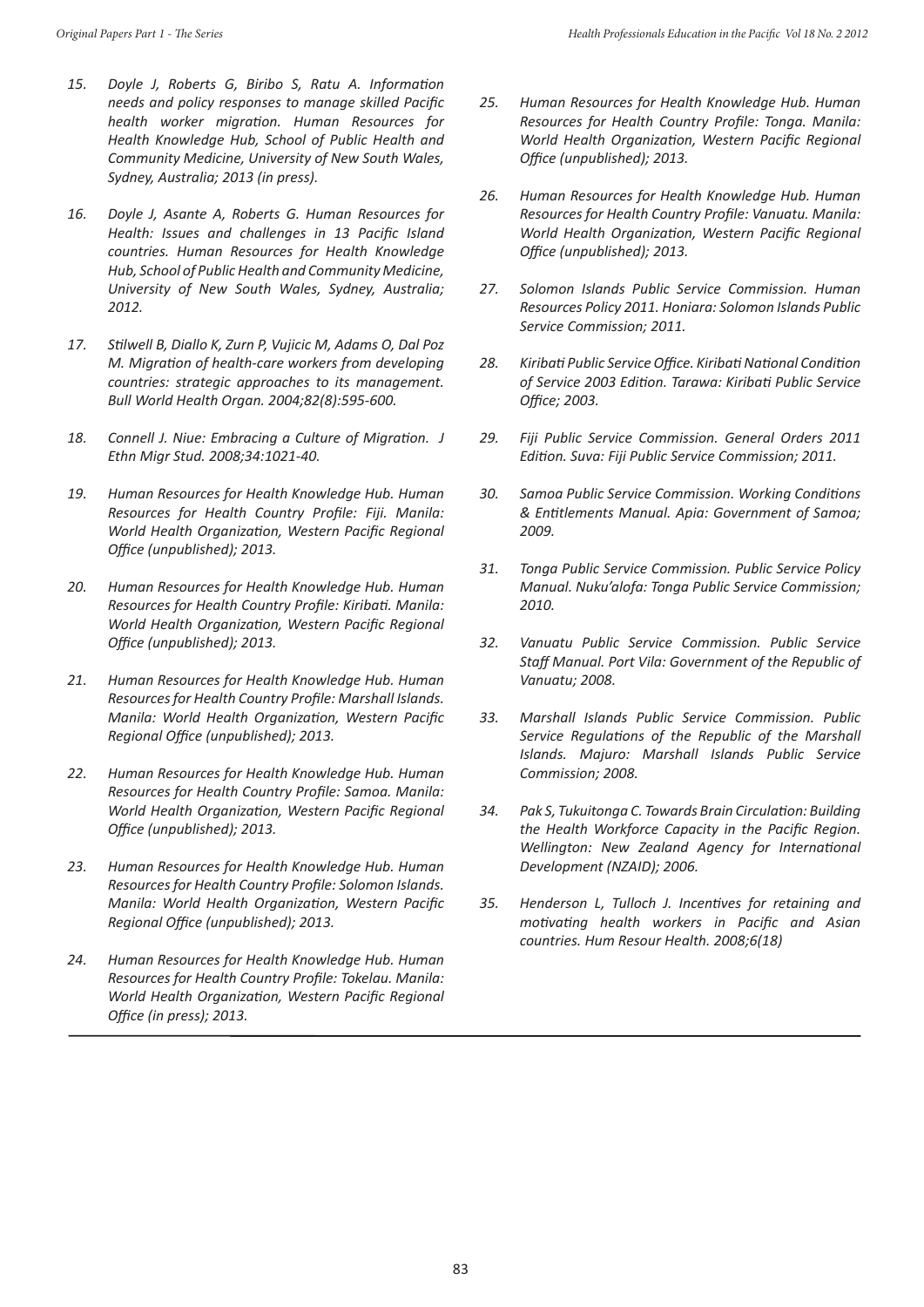15. *Doyle J, Roberts G, Biribo S, Ratu A. Information needs and policy responses to manage skilled Pacific health worker migration. Human Resources for Health Knowledge Hub, School of Public Health and Community Medicine, University of New South Wales, Sydney, Australia; 2013 (in press).*

16. *Doyle J, Asante A, Roberts G. Human Resources for Health: Issues and challenges in 13 Pacific Island countries. Human Resources for Health Knowledge Hub, School of Public Health and Community Medicine, University of New South Wales, Sydney, Australia; 2012.*

17. *Stilwell B, Diallo K, Zurn P, Vujicic M, Adams O, Dal Poz M. Migration of health-care workers from developing countries: strategic approaches to its management. Bull World Health Organ. 2004;82(8):595-600.*

18. *Connell J. Niue: Embracing a Culture of Migration. J Ethn Migr Stud. 2008;34:1021-40.*

19. *Human Resources for Health Knowledge Hub. Human Resources for Health Country Profile: Fiji. Manila: World Health Organization, Western Pacific Regional Office (unpublished); 2013.*

20. *Human Resources for Health Knowledge Hub. Human Resources for Health Country Profile: Kiribati. Manila: World Health Organization, Western Pacific Regional Office (unpublished); 2013.*

21. *Human Resources for Health Knowledge Hub. Human Resources for Health Country Profile: Marshall Islands. Manila: World Health Organization, Western Pacific Regional Office (unpublished); 2013.*

22. *Human Resources for Health Knowledge Hub. Human Resources for Health Country Profile: Samoa. Manila: World Health Organization, Western Pacific Regional Office (unpublished); 2013.*

23. *Human Resources for Health Knowledge Hub. Human Resources for Health Country Profile: Solomon Islands. Manila: World Health Organization, Western Pacific Regional Office (unpublished); 2013.*

24. *Human Resources for Health Knowledge Hub. Human Resources for Health Country Profile: Tokelau. Manila: World Health Organization, Western Pacific Regional Office (in press); 2013.*

25. *Human Resources for Health Knowledge Hub. Human Resources for Health Country Profile: Tonga. Manila: World Health Organization, Western Pacific Regional Office (unpublished); 2013.*

26. *Human Resources for Health Knowledge Hub. Human Resources for Health Country Profile: Vanuatu. Manila: World Health Organization, Western Pacific Regional Office (unpublished); 2013.*

27. *Solomon Islands Public Service Commission. Human Resources Policy 2011. Honiara: Solomon Islands Public Service Commission; 2011.*

28. *Kiribati Public Service Office. Kiribati National Condition of Service 2003 Edition. Tarawa: Kiribati Public Service Office; 2003.*

29. *Fiji Public Service Commission. General Orders 2011 Edition. Suva: Fiji Public Service Commission; 2011.*

30. *Samoa Public Service Commission. Working Conditions & Entitlements Manual. Apia: Government of Samoa; 2009.*

31. *Tonga Public Service Commission. Public Service Policy Manual. Nuku'alofa: Tonga Public Service Commission; 2010.*

32. *Vanuatu Public Service Commission. Public Service Staff Manual. Port Vila: Government of the Republic of Vanuatu; 2008.*

33. *Marshall Islands Public Service Commission. Public Service Regulations of the Republic of the Marshall Islands. Majuro: Marshall Islands Public Service Commission; 2008.*

34. *Pak S, Tukuitonga C. Towards Brain Circulation: Building the Health Workforce Capacity in the Pacific Region. Wellington: New Zealand Agency for International Development (NZAID); 2006.*

35. *Henderson L, Tulloch J. Incentives for retaining and motivating health workers in Pacific and Asian countries. Hum Resour Health. 2008;6(18)*